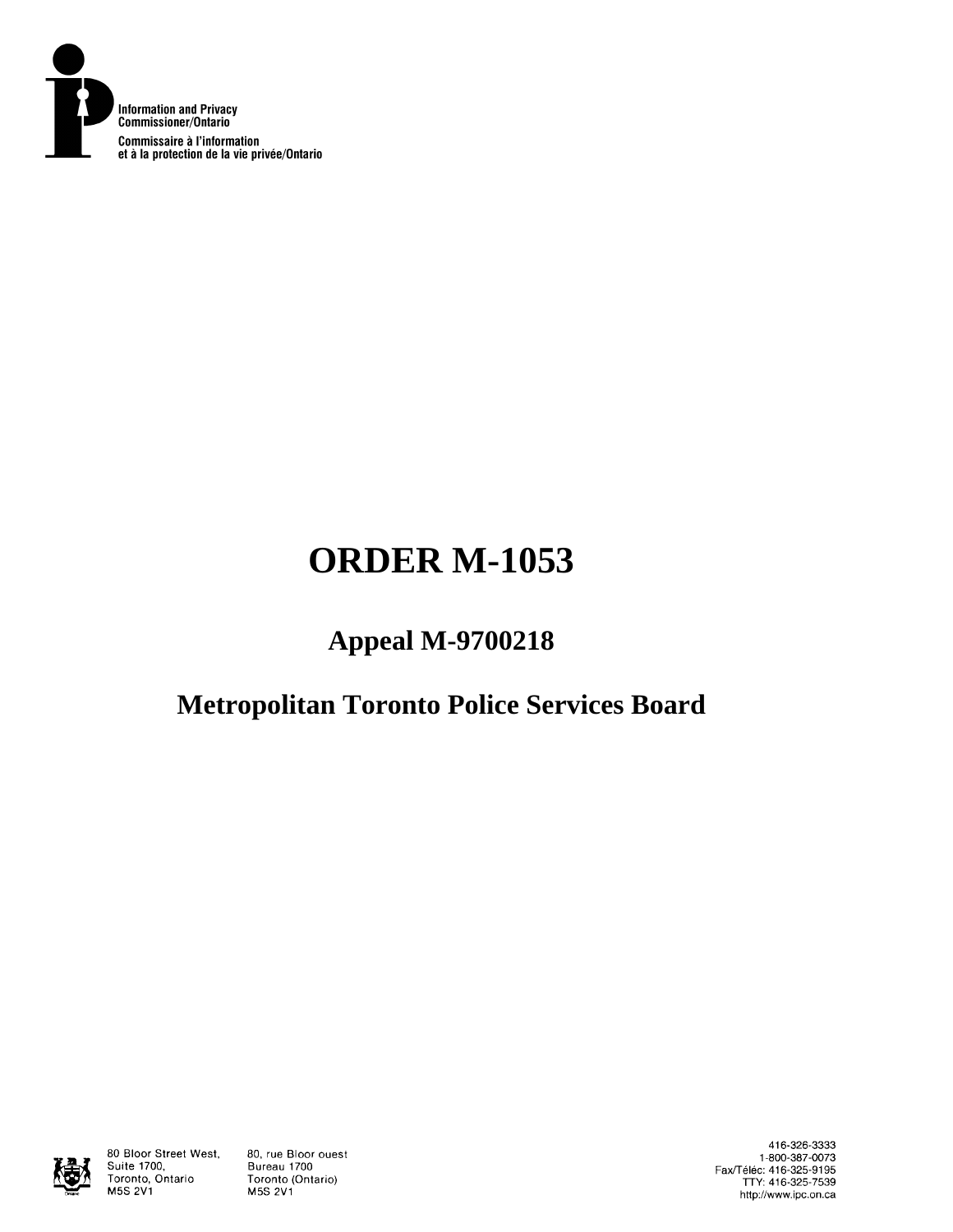Information and Privacy Commissioner/Ontario

Commissaire à l'information et à la protection de la vie privée/Ontario

# ORDER M-1053

## Appeal M-9700218

## Metropolitan Toronto Police Services Board

80 Bloor Street West, Suite 1700, Toronto, Ontario M5S 2V1

80, rue Bloor ouest Bureau 1700 Toronto (Ontario) M5S 2V1

416-326-3333
1-800-387-0073
Fax/Téléc: 416-325-9195
TTY: 416-325-7539
http://www.ipc.on.ca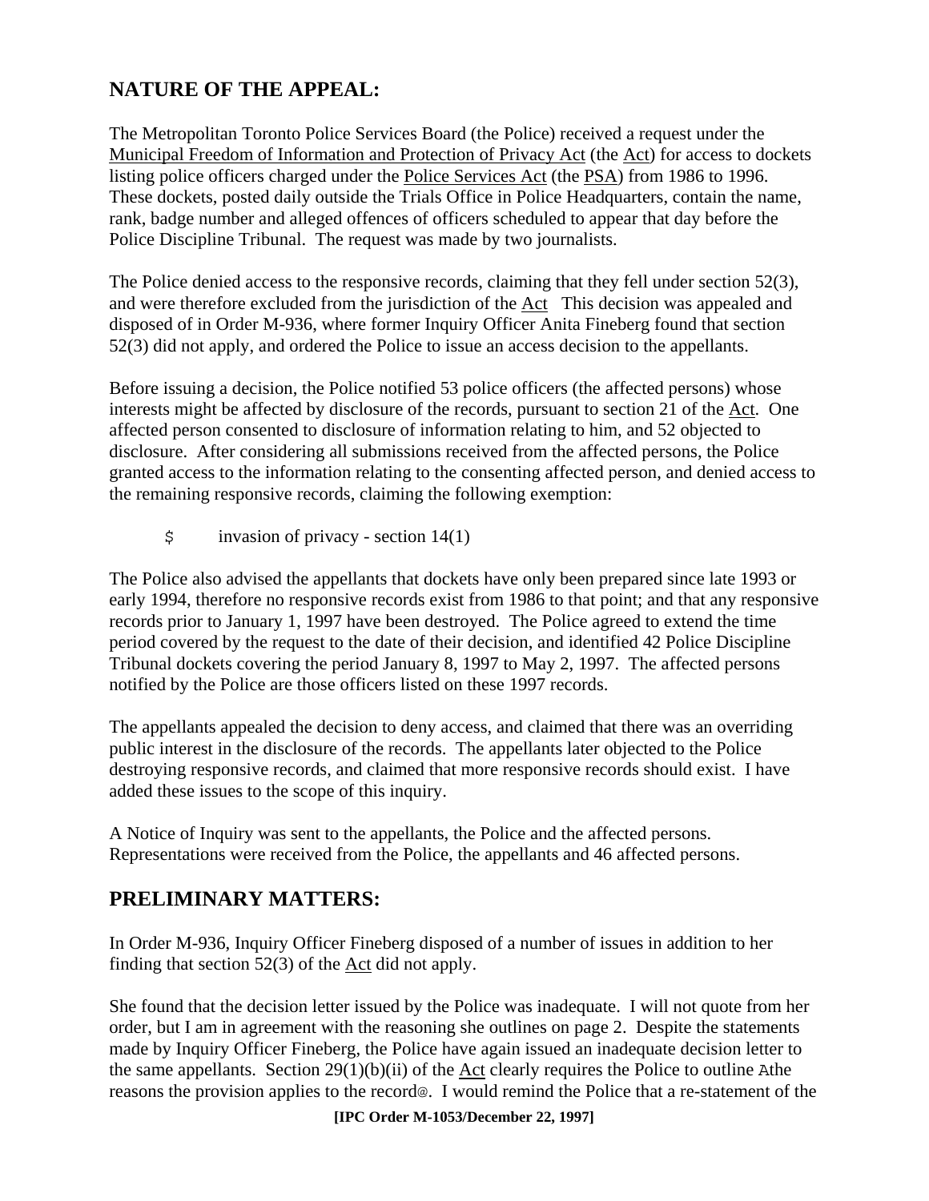## NATURE OF THE APPEAL:

The Metropolitan Toronto Police Services Board (the Police) received a request under the Municipal Freedom of Information and Protection of Privacy Act (the Act) for access to dockets listing police officers charged under the Police Services Act (the PSA) from 1986 to 1996. These dockets, posted daily outside the Trials Office in Police Headquarters, contain the name, rank, badge number and alleged offences of officers scheduled to appear that day before the Police Discipline Tribunal. The request was made by two journalists.

The Police denied access to the responsive records, claiming that they fell under section 52(3), and were therefore excluded from the jurisdiction of the Act This decision was appealed and disposed of in Order M-936, where former Inquiry Officer Anita Fineberg found that section 52(3) did not apply, and ordered the Police to issue an access decision to the appellants.

Before issuing a decision, the Police notified 53 police officers (the affected persons) whose interests might be affected by disclosure of the records, pursuant to section 21 of the Act. One affected person consented to disclosure of information relating to him, and 52 objected to disclosure. After considering all submissions received from the affected persons, the Police granted access to the information relating to the consenting affected person, and denied access to the remaining responsive records, claiming the following exemption:

- invasion of privacy - section 14(1)

The Police also advised the appellants that dockets have only been prepared since late 1993 or early 1994, therefore no responsive records exist from 1986 to that point; and that any responsive records prior to January 1, 1997 have been destroyed. The Police agreed to extend the time period covered by the request to the date of their decision, and identified 42 Police Discipline Tribunal dockets covering the period January 8, 1997 to May 2, 1997. The affected persons notified by the Police are those officers listed on these 1997 records.

The appellants appealed the decision to deny access, and claimed that there was an overriding public interest in the disclosure of the records. The appellants later objected to the Police destroying responsive records, and claimed that more responsive records should exist. I have added these issues to the scope of this inquiry.

A Notice of Inquiry was sent to the appellants, the Police and the affected persons. Representations were received from the Police, the appellants and 46 affected persons.

## PRELIMINARY MATTERS:

In Order M-936, Inquiry Officer Fineberg disposed of a number of issues in addition to her finding that section 52(3) of the Act did not apply.

She found that the decision letter issued by the Police was inadequate. I will not quote from her order, but I am in agreement with the reasoning she outlines on page 2. Despite the statements made by Inquiry Officer Fineberg, the Police have again issued an inadequate decision letter to the same appellants. Section 29(1)(b)(ii) of the Act clearly requires the Police to outline "the reasons the provision applies to the record". I would remind the Police that a re-statement of the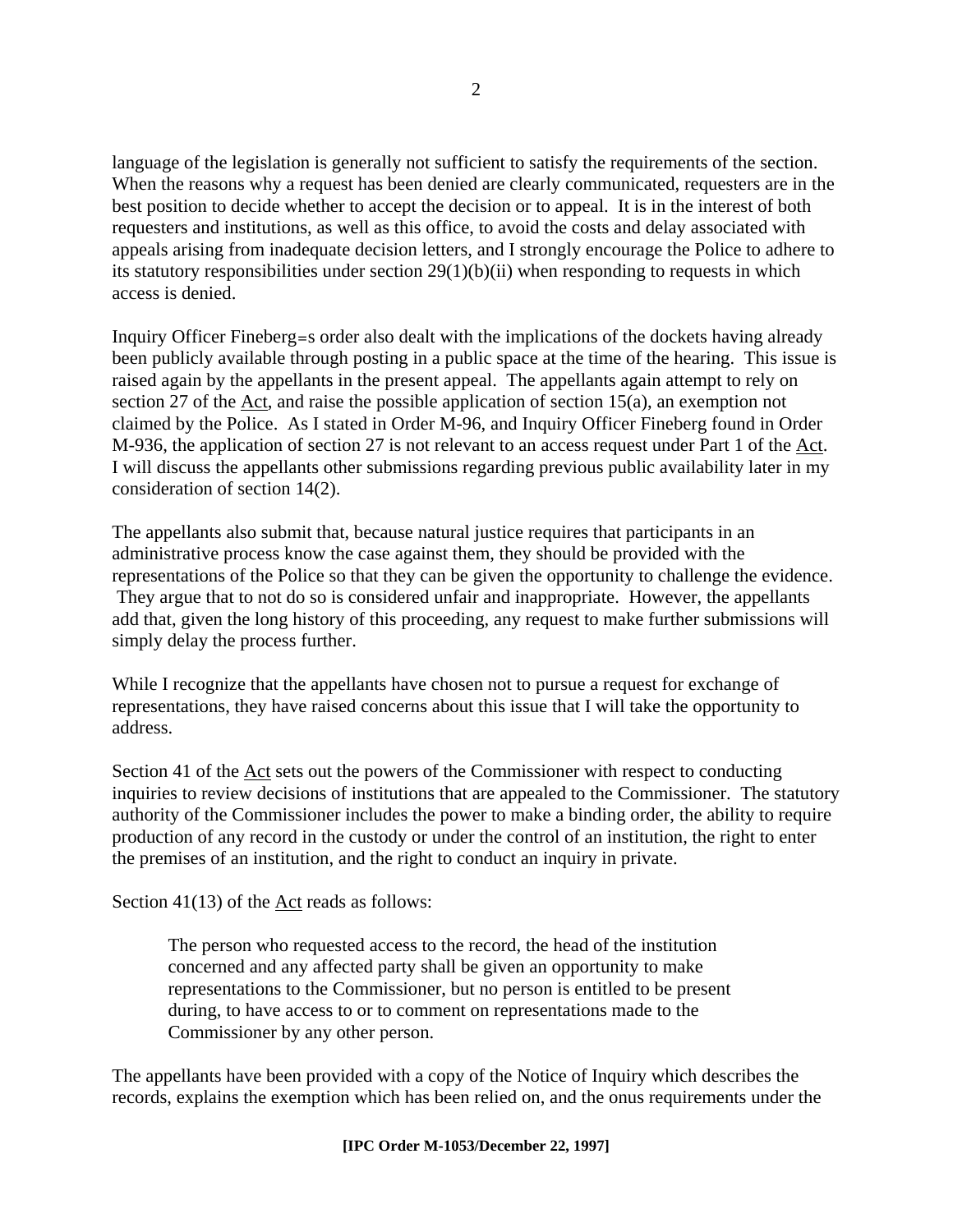language of the legislation is generally not sufficient to satisfy the requirements of the section. When the reasons why a request has been denied are clearly communicated, requesters are in the best position to decide whether to accept the decision or to appeal. It is in the interest of both requesters and institutions, as well as this office, to avoid the costs and delay associated with appeals arising from inadequate decision letters, and I strongly encourage the Police to adhere to its statutory responsibilities under section 29(1)(b)(ii) when responding to requests in which access is denied.

Inquiry Officer Fineberg=s order also dealt with the implications of the dockets having already been publicly available through posting in a public space at the time of the hearing. This issue is raised again by the appellants in the present appeal. The appellants again attempt to rely on section 27 of the Act, and raise the possible application of section 15(a), an exemption not claimed by the Police. As I stated in Order M-96, and Inquiry Officer Fineberg found in Order M-936, the application of section 27 is not relevant to an access request under Part 1 of the Act. I will discuss the appellants other submissions regarding previous public availability later in my consideration of section 14(2).

The appellants also submit that, because natural justice requires that participants in an administrative process know the case against them, they should be provided with the representations of the Police so that they can be given the opportunity to challenge the evidence. They argue that to not do so is considered unfair and inappropriate. However, the appellants add that, given the long history of this proceeding, any request to make further submissions will simply delay the process further.

While I recognize that the appellants have chosen not to pursue a request for exchange of representations, they have raised concerns about this issue that I will take the opportunity to address.

Section 41 of the Act sets out the powers of the Commissioner with respect to conducting inquiries to review decisions of institutions that are appealed to the Commissioner. The statutory authority of the Commissioner includes the power to make a binding order, the ability to require production of any record in the custody or under the control of an institution, the right to enter the premises of an institution, and the right to conduct an inquiry in private.

Section 41(13) of the Act reads as follows:

> The person who requested access to the record, the head of the institution concerned and any affected party shall be given an opportunity to make representations to the Commissioner, but no person is entitled to be present during, to have access to or to comment on representations made to the Commissioner by any other person.

The appellants have been provided with a copy of the Notice of Inquiry which describes the records, explains the exemption which has been relied on, and the onus requirements under the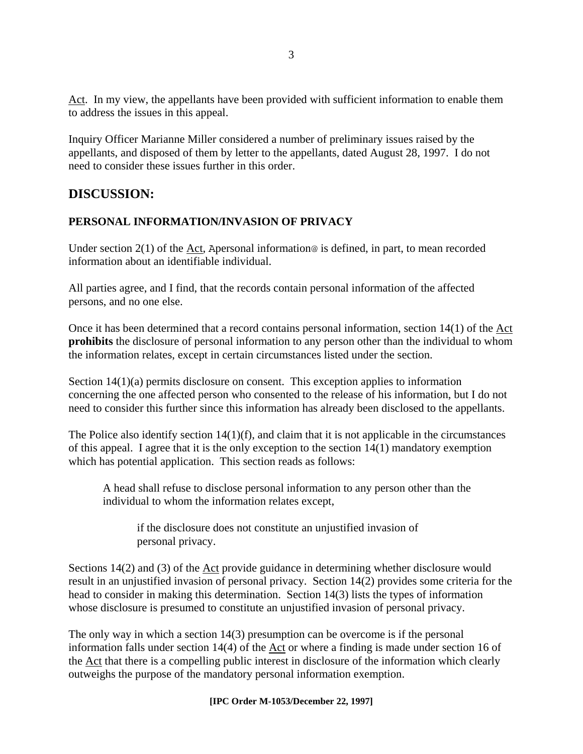Act. In my view, the appellants have been provided with sufficient information to enable them to address the issues in this appeal.

Inquiry Officer Marianne Miller considered a number of preliminary issues raised by the appellants, and disposed of them by letter to the appellants, dated August 28, 1997. I do not need to consider these issues further in this order.

## DISCUSSION:

### PERSONAL INFORMATION/INVASION OF PRIVACY

Under section 2(1) of the Act, Apersonal information@ is defined, in part, to mean recorded information about an identifiable individual.

All parties agree, and I find, that the records contain personal information of the affected persons, and no one else.

Once it has been determined that a record contains personal information, section 14(1) of the Act **prohibits** the disclosure of personal information to any person other than the individual to whom the information relates, except in certain circumstances listed under the section.

Section 14(1)(a) permits disclosure on consent. This exception applies to information concerning the one affected person who consented to the release of his information, but I do not need to consider this further since this information has already been disclosed to the appellants.

The Police also identify section 14(1)(f), and claim that it is not applicable in the circumstances of this appeal. I agree that it is the only exception to the section 14(1) mandatory exemption which has potential application. This section reads as follows:

> A head shall refuse to disclose personal information to any person other than the individual to whom the information relates except,
>
> > if the disclosure does not constitute an unjustified invasion of personal privacy.

Sections 14(2) and (3) of the Act provide guidance in determining whether disclosure would result in an unjustified invasion of personal privacy. Section 14(2) provides some criteria for the head to consider in making this determination. Section 14(3) lists the types of information whose disclosure is presumed to constitute an unjustified invasion of personal privacy.

The only way in which a section 14(3) presumption can be overcome is if the personal information falls under section 14(4) of the Act or where a finding is made under section 16 of the Act that there is a compelling public interest in disclosure of the information which clearly outweighs the purpose of the mandatory personal information exemption.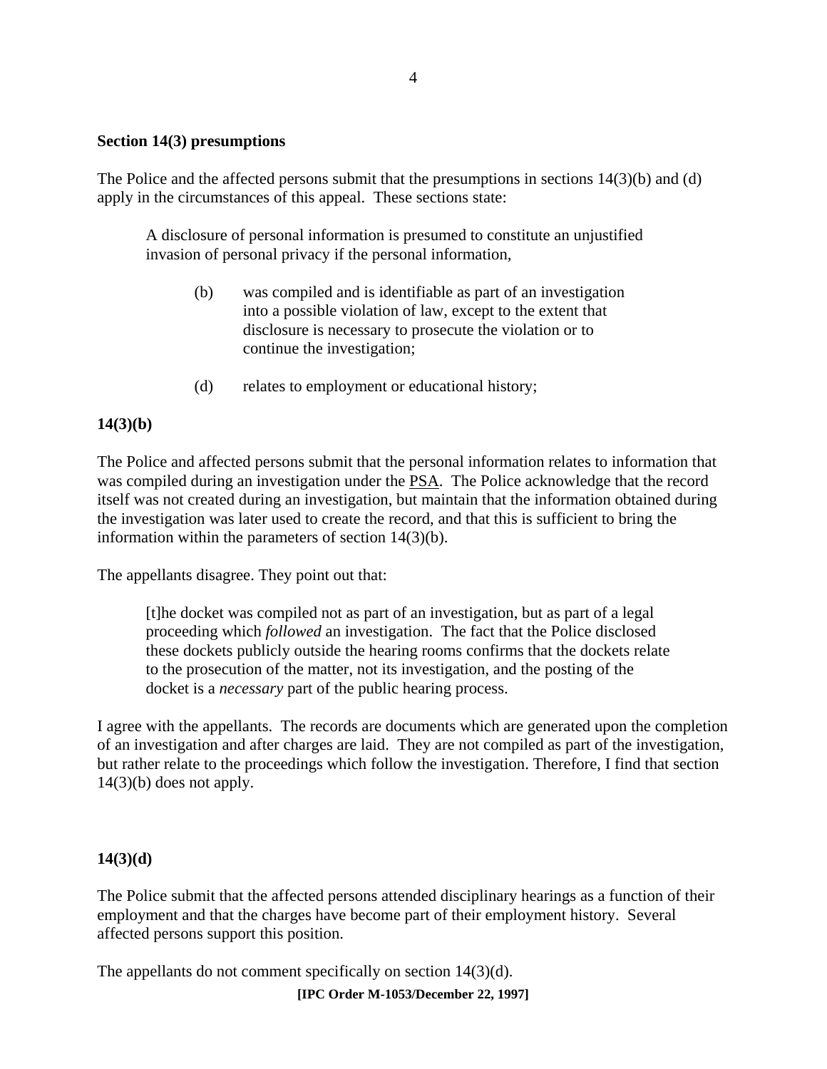**Section 14(3) presumptions**

The Police and the affected persons submit that the presumptions in sections 14(3)(b) and (d) apply in the circumstances of this appeal. These sections state:

> A disclosure of personal information is presumed to constitute an unjustified invasion of personal privacy if the personal information,
>
> (b) was compiled and is identifiable as part of an investigation into a possible violation of law, except to the extent that disclosure is necessary to prosecute the violation or to continue the investigation;
>
> (d) relates to employment or educational history;

**14(3)(b)**

The Police and affected persons submit that the personal information relates to information that was compiled during an investigation under the PSA. The Police acknowledge that the record itself was not created during an investigation, but maintain that the information obtained during the investigation was later used to create the record, and that this is sufficient to bring the information within the parameters of section 14(3)(b).

The appellants disagree. They point out that:

> [t]he docket was compiled not as part of an investigation, but as part of a legal proceeding which *followed* an investigation. The fact that the Police disclosed these dockets publicly outside the hearing rooms confirms that the dockets relate to the prosecution of the matter, not its investigation, and the posting of the docket is a *necessary* part of the public hearing process.

I agree with the appellants. The records are documents which are generated upon the completion of an investigation and after charges are laid. They are not compiled as part of the investigation, but rather relate to the proceedings which follow the investigation. Therefore, I find that section 14(3)(b) does not apply.

**14(3)(d)**

The Police submit that the affected persons attended disciplinary hearings as a function of their employment and that the charges have become part of their employment history. Several affected persons support this position.

The appellants do not comment specifically on section 14(3)(d).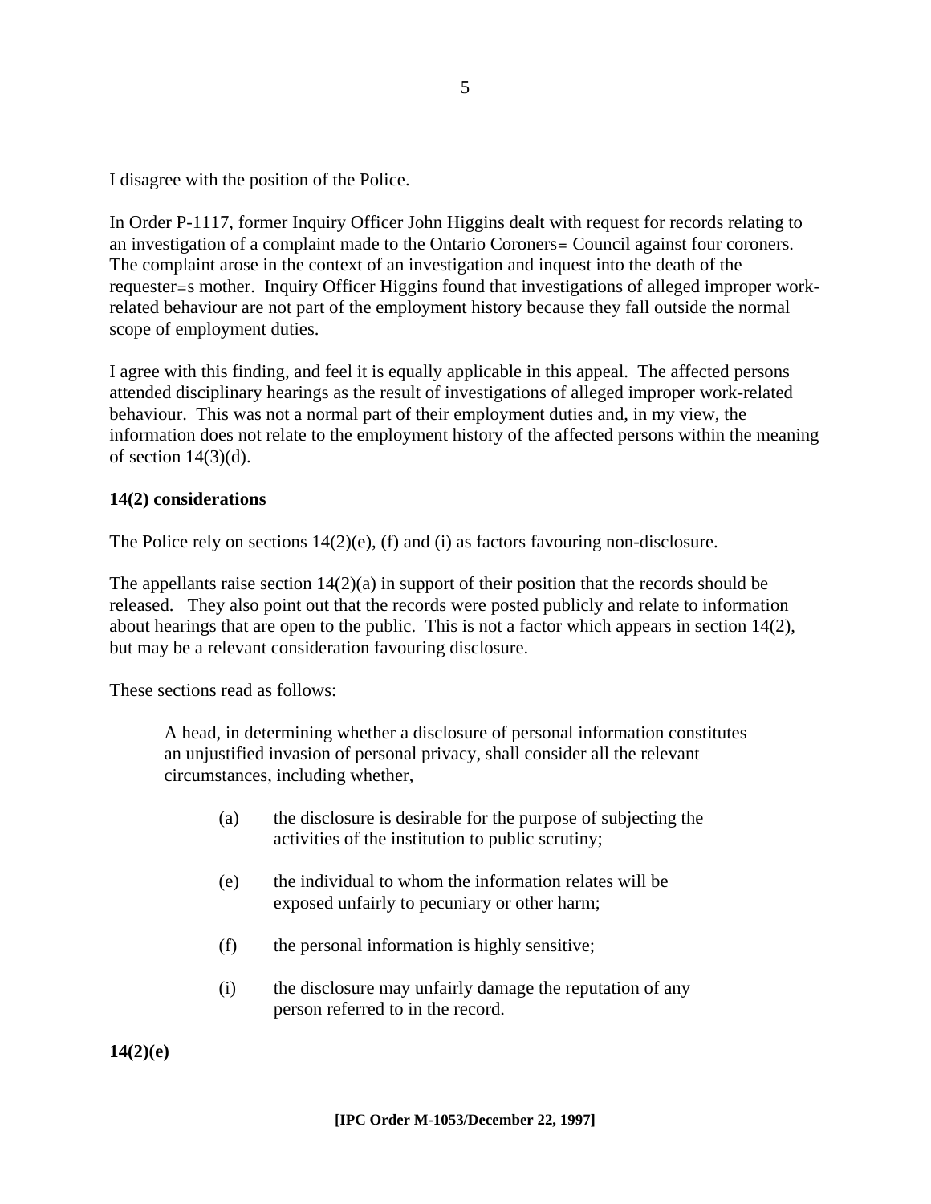I disagree with the position of the Police.

In Order P-1117, former Inquiry Officer John Higgins dealt with request for records relating to an investigation of a complaint made to the Ontario Coroners= Council against four coroners. The complaint arose in the context of an investigation and inquest into the death of the requester=s mother. Inquiry Officer Higgins found that investigations of alleged improper work-related behaviour are not part of the employment history because they fall outside the normal scope of employment duties.

I agree with this finding, and feel it is equally applicable in this appeal. The affected persons attended disciplinary hearings as the result of investigations of alleged improper work-related behaviour. This was not a normal part of their employment duties and, in my view, the information does not relate to the employment history of the affected persons within the meaning of section 14(3)(d).

**14(2) considerations**

The Police rely on sections 14(2)(e), (f) and (i) as factors favouring non-disclosure.

The appellants raise section 14(2)(a) in support of their position that the records should be released. They also point out that the records were posted publicly and relate to information about hearings that are open to the public. This is not a factor which appears in section 14(2), but may be a relevant consideration favouring disclosure.

These sections read as follows:

> A head, in determining whether a disclosure of personal information constitutes an unjustified invasion of personal privacy, shall consider all the relevant circumstances, including whether,
>
> (a) the disclosure is desirable for the purpose of subjecting the activities of the institution to public scrutiny;
>
> (e) the individual to whom the information relates will be exposed unfairly to pecuniary or other harm;
>
> (f) the personal information is highly sensitive;
>
> (i) the disclosure may unfairly damage the reputation of any person referred to in the record.

**14(2)(e)**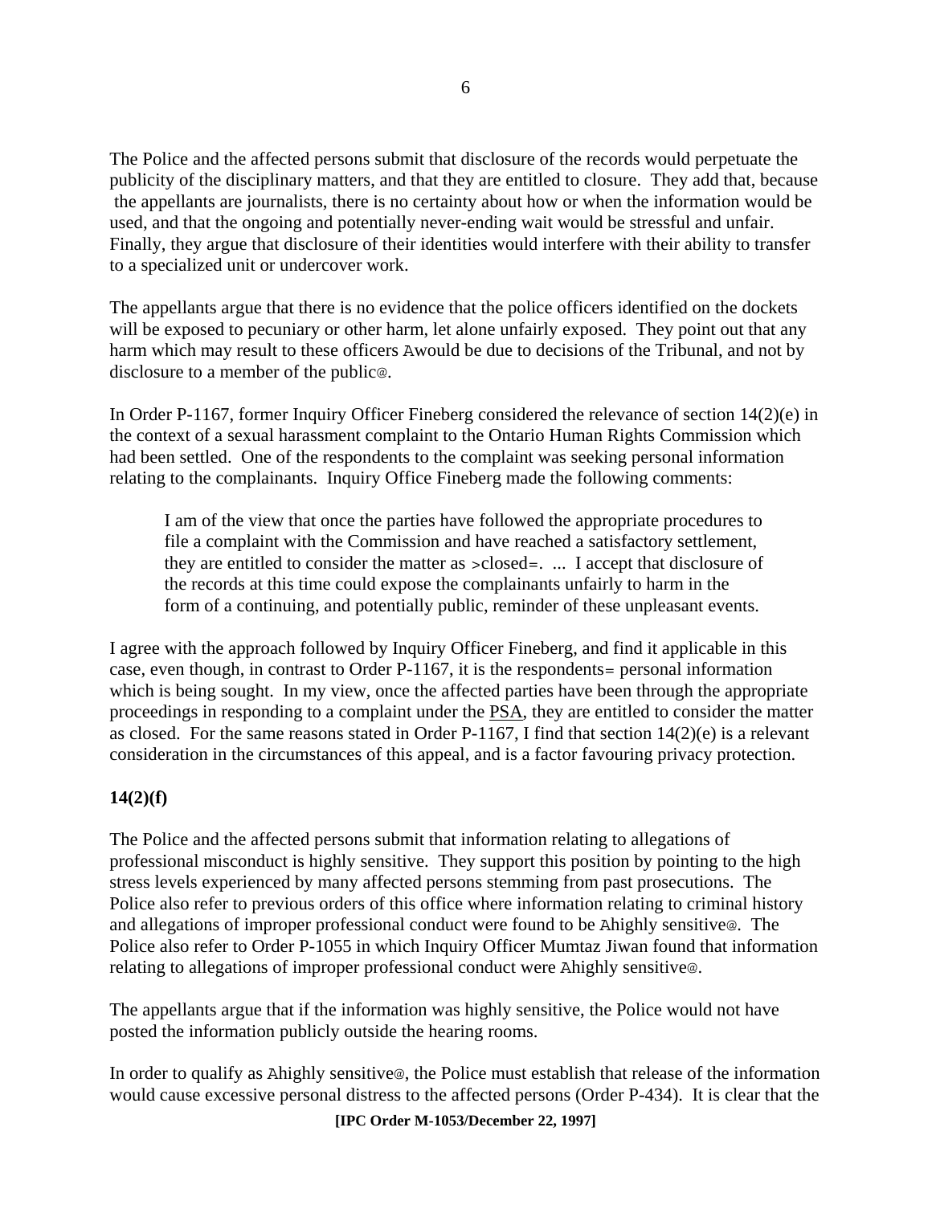The Police and the affected persons submit that disclosure of the records would perpetuate the publicity of the disciplinary matters, and that they are entitled to closure. They add that, because the appellants are journalists, there is no certainty about how or when the information would be used, and that the ongoing and potentially never-ending wait would be stressful and unfair. Finally, they argue that disclosure of their identities would interfere with their ability to transfer to a specialized unit or undercover work.

The appellants argue that there is no evidence that the police officers identified on the dockets will be exposed to pecuniary or other harm, let alone unfairly exposed. They point out that any harm which may result to these officers Awould be due to decisions of the Tribunal, and not by disclosure to a member of the public@.

In Order P-1167, former Inquiry Officer Fineberg considered the relevance of section 14(2)(e) in the context of a sexual harassment complaint to the Ontario Human Rights Commission which had been settled. One of the respondents to the complaint was seeking personal information relating to the complainants. Inquiry Office Fineberg made the following comments:

> I am of the view that once the parties have followed the appropriate procedures to file a complaint with the Commission and have reached a satisfactory settlement, they are entitled to consider the matter as >closed=. ... I accept that disclosure of the records at this time could expose the complainants unfairly to harm in the form of a continuing, and potentially public, reminder of these unpleasant events.

I agree with the approach followed by Inquiry Officer Fineberg, and find it applicable in this case, even though, in contrast to Order P-1167, it is the respondents= personal information which is being sought. In my view, once the affected parties have been through the appropriate proceedings in responding to a complaint under the PSA, they are entitled to consider the matter as closed. For the same reasons stated in Order P-1167, I find that section 14(2)(e) is a relevant consideration in the circumstances of this appeal, and is a factor favouring privacy protection.

**14(2)(f)**

The Police and the affected persons submit that information relating to allegations of professional misconduct is highly sensitive. They support this position by pointing to the high stress levels experienced by many affected persons stemming from past prosecutions. The Police also refer to previous orders of this office where information relating to criminal history and allegations of improper professional conduct were found to be Ahighly sensitive@. The Police also refer to Order P-1055 in which Inquiry Officer Mumtaz Jiwan found that information relating to allegations of improper professional conduct were Ahighly sensitive@.

The appellants argue that if the information was highly sensitive, the Police would not have posted the information publicly outside the hearing rooms.

In order to qualify as Ahighly sensitive@, the Police must establish that release of the information would cause excessive personal distress to the affected persons (Order P-434). It is clear that the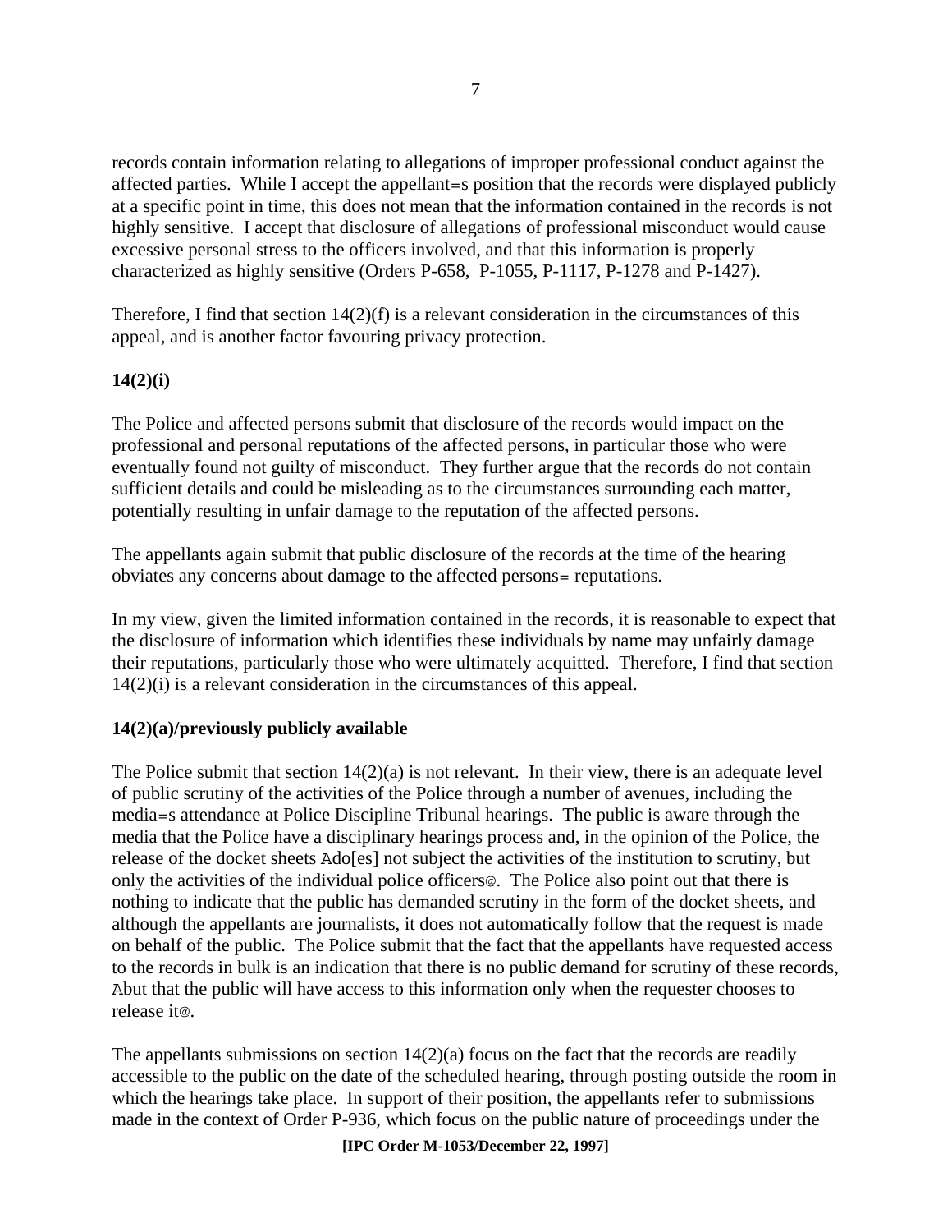records contain information relating to allegations of improper professional conduct against the affected parties. While I accept the appellant=s position that the records were displayed publicly at a specific point in time, this does not mean that the information contained in the records is not highly sensitive. I accept that disclosure of allegations of professional misconduct would cause excessive personal stress to the officers involved, and that this information is properly characterized as highly sensitive (Orders P-658, P-1055, P-1117, P-1278 and P-1427).

Therefore, I find that section 14(2)(f) is a relevant consideration in the circumstances of this appeal, and is another factor favouring privacy protection.

**14(2)(i)**

The Police and affected persons submit that disclosure of the records would impact on the professional and personal reputations of the affected persons, in particular those who were eventually found not guilty of misconduct. They further argue that the records do not contain sufficient details and could be misleading as to the circumstances surrounding each matter, potentially resulting in unfair damage to the reputation of the affected persons.

The appellants again submit that public disclosure of the records at the time of the hearing obviates any concerns about damage to the affected persons= reputations.

In my view, given the limited information contained in the records, it is reasonable to expect that the disclosure of information which identifies these individuals by name may unfairly damage their reputations, particularly those who were ultimately acquitted. Therefore, I find that section 14(2)(i) is a relevant consideration in the circumstances of this appeal.

**14(2)(a)/previously publicly available**

The Police submit that section 14(2)(a) is not relevant. In their view, there is an adequate level of public scrutiny of the activities of the Police through a number of avenues, including the media=s attendance at Police Discipline Tribunal hearings. The public is aware through the media that the Police have a disciplinary hearings process and, in the opinion of the Police, the release of the docket sheets Ado[es] not subject the activities of the institution to scrutiny, but only the activities of the individual police officers@. The Police also point out that there is nothing to indicate that the public has demanded scrutiny in the form of the docket sheets, and although the appellants are journalists, it does not automatically follow that the request is made on behalf of the public. The Police submit that the fact that the appellants have requested access to the records in bulk is an indication that there is no public demand for scrutiny of these records, Abut that the public will have access to this information only when the requester chooses to release it@.

The appellants submissions on section 14(2)(a) focus on the fact that the records are readily accessible to the public on the date of the scheduled hearing, through posting outside the room in which the hearings take place. In support of their position, the appellants refer to submissions made in the context of Order P-936, which focus on the public nature of proceedings under the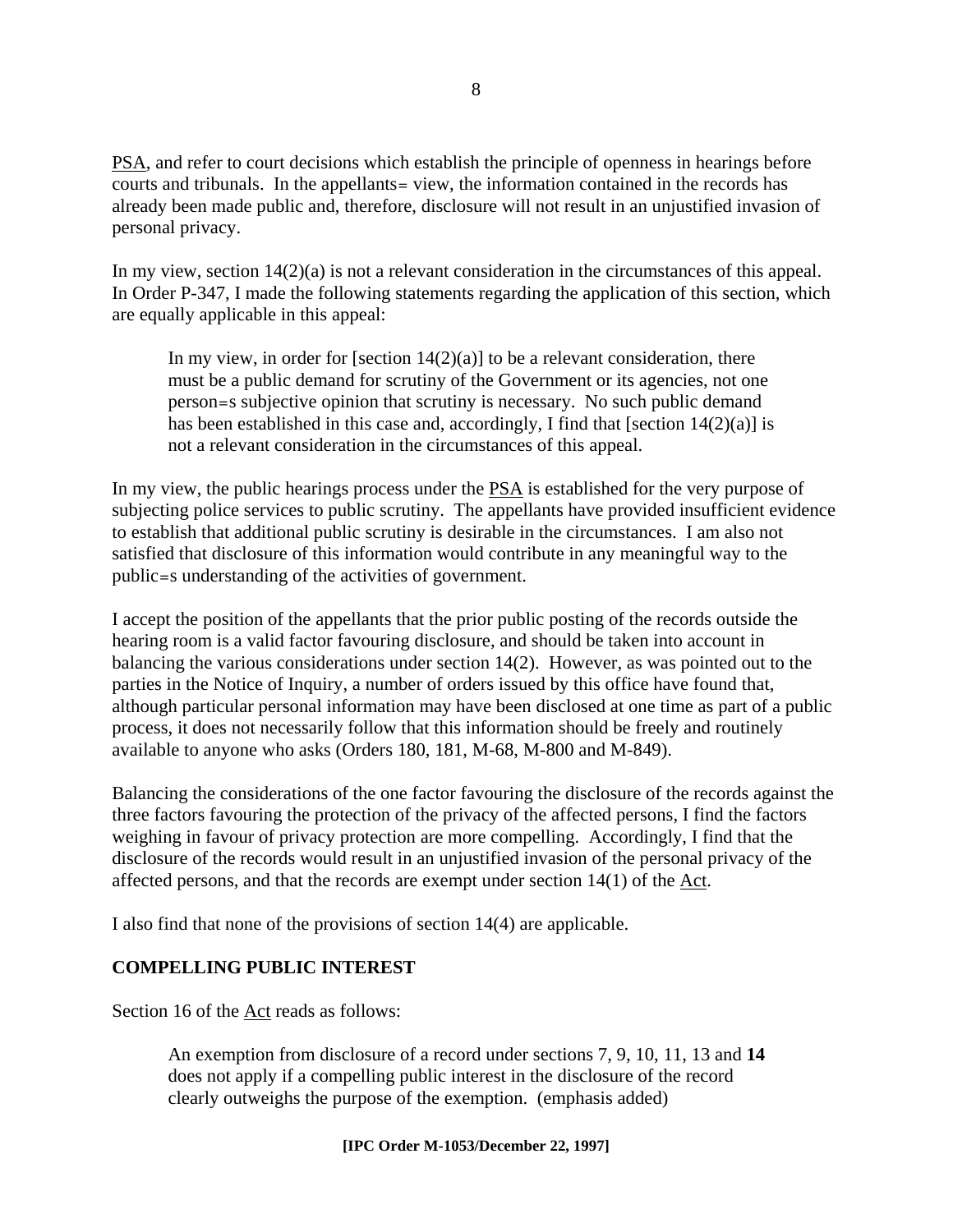PSA, and refer to court decisions which establish the principle of openness in hearings before courts and tribunals. In the appellants= view, the information contained in the records has already been made public and, therefore, disclosure will not result in an unjustified invasion of personal privacy.

In my view, section 14(2)(a) is not a relevant consideration in the circumstances of this appeal. In Order P-347, I made the following statements regarding the application of this section, which are equally applicable in this appeal:

> In my view, in order for [section 14(2)(a)] to be a relevant consideration, there must be a public demand for scrutiny of the Government or its agencies, not one person=s subjective opinion that scrutiny is necessary. No such public demand has been established in this case and, accordingly, I find that [section 14(2)(a)] is not a relevant consideration in the circumstances of this appeal.

In my view, the public hearings process under the PSA is established for the very purpose of subjecting police services to public scrutiny. The appellants have provided insufficient evidence to establish that additional public scrutiny is desirable in the circumstances. I am also not satisfied that disclosure of this information would contribute in any meaningful way to the public=s understanding of the activities of government.

I accept the position of the appellants that the prior public posting of the records outside the hearing room is a valid factor favouring disclosure, and should be taken into account in balancing the various considerations under section 14(2). However, as was pointed out to the parties in the Notice of Inquiry, a number of orders issued by this office have found that, although particular personal information may have been disclosed at one time as part of a public process, it does not necessarily follow that this information should be freely and routinely available to anyone who asks (Orders 180, 181, M-68, M-800 and M-849).

Balancing the considerations of the one factor favouring the disclosure of the records against the three factors favouring the protection of the privacy of the affected persons, I find the factors weighing in favour of privacy protection are more compelling. Accordingly, I find that the disclosure of the records would result in an unjustified invasion of the personal privacy of the affected persons, and that the records are exempt under section 14(1) of the Act.

I also find that none of the provisions of section 14(4) are applicable.

## COMPELLING PUBLIC INTEREST

Section 16 of the Act reads as follows:

> An exemption from disclosure of a record under sections 7, 9, 10, 11, 13 and **14** does not apply if a compelling public interest in the disclosure of the record clearly outweighs the purpose of the exemption. (emphasis added)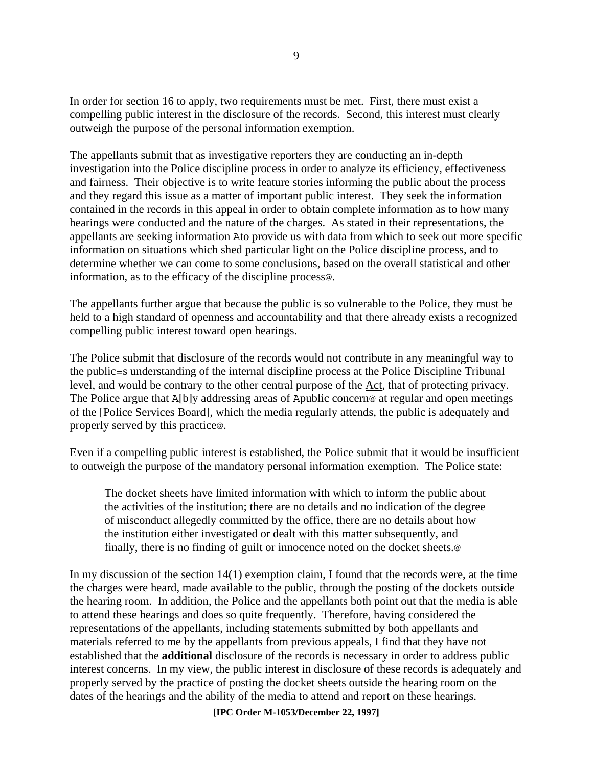In order for section 16 to apply, two requirements must be met. First, there must exist a compelling public interest in the disclosure of the records. Second, this interest must clearly outweigh the purpose of the personal information exemption.

The appellants submit that as investigative reporters they are conducting an in-depth investigation into the Police discipline process in order to analyze its efficiency, effectiveness and fairness. Their objective is to write feature stories informing the public about the process and they regard this issue as a matter of important public interest. They seek the information contained in the records in this appeal in order to obtain complete information as to how many hearings were conducted and the nature of the charges. As stated in their representations, the appellants are seeking information Ato provide us with data from which to seek out more specific information on situations which shed particular light on the Police discipline process, and to determine whether we can come to some conclusions, based on the overall statistical and other information, as to the efficacy of the discipline process@.

The appellants further argue that because the public is so vulnerable to the Police, they must be held to a high standard of openness and accountability and that there already exists a recognized compelling public interest toward open hearings.

The Police submit that disclosure of the records would not contribute in any meaningful way to the public=s understanding of the internal discipline process at the Police Discipline Tribunal level, and would be contrary to the other central purpose of the Act, that of protecting privacy. The Police argue that A[b]y addressing areas of Apublic concern@ at regular and open meetings of the [Police Services Board], which the media regularly attends, the public is adequately and properly served by this practice@.

Even if a compelling public interest is established, the Police submit that it would be insufficient to outweigh the purpose of the mandatory personal information exemption. The Police state:

> The docket sheets have limited information with which to inform the public about the activities of the institution; there are no details and no indication of the degree of misconduct allegedly committed by the office, there are no details about how the institution either investigated or dealt with this matter subsequently, and finally, there is no finding of guilt or innocence noted on the docket sheets.@

In my discussion of the section 14(1) exemption claim, I found that the records were, at the time the charges were heard, made available to the public, through the posting of the dockets outside the hearing room. In addition, the Police and the appellants both point out that the media is able to attend these hearings and does so quite frequently. Therefore, having considered the representations of the appellants, including statements submitted by both appellants and materials referred to me by the appellants from previous appeals, I find that they have not established that the **additional** disclosure of the records is necessary in order to address public interest concerns. In my view, the public interest in disclosure of these records is adequately and properly served by the practice of posting the docket sheets outside the hearing room on the dates of the hearings and the ability of the media to attend and report on these hearings.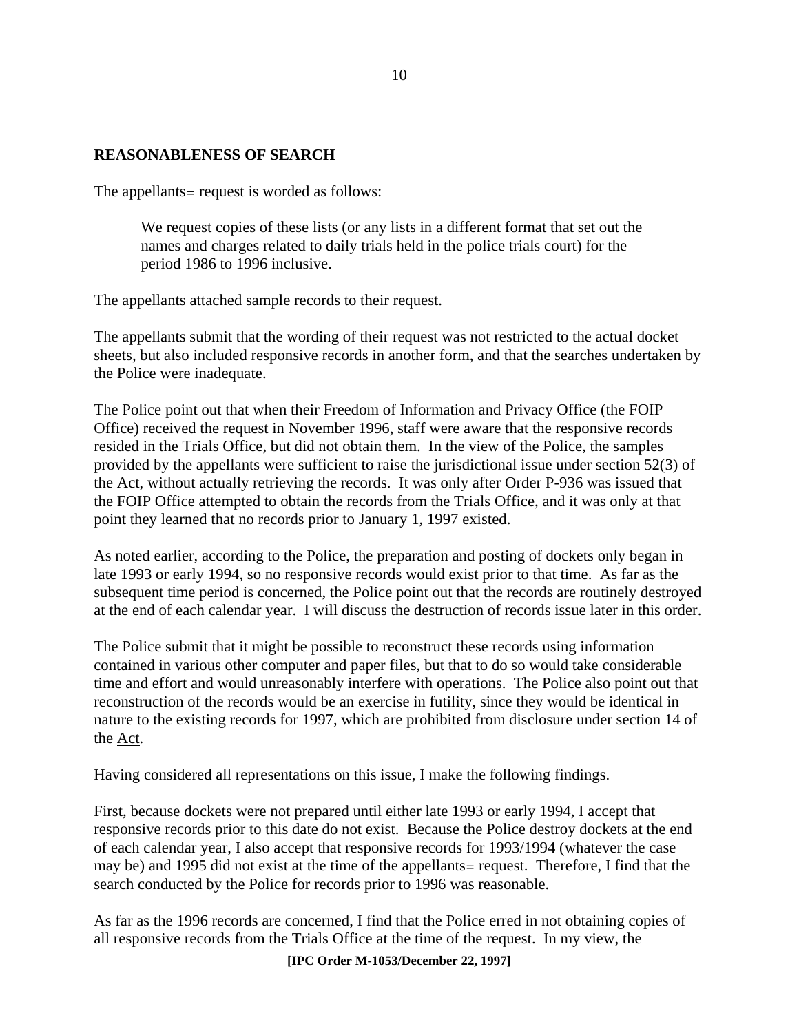## REASONABLENESS OF SEARCH

The appellants= request is worded as follows:

> We request copies of these lists (or any lists in a different format that set out the names and charges related to daily trials held in the police trials court) for the period 1986 to 1996 inclusive.

The appellants attached sample records to their request.

The appellants submit that the wording of their request was not restricted to the actual docket sheets, but also included responsive records in another form, and that the searches undertaken by the Police were inadequate.

The Police point out that when their Freedom of Information and Privacy Office (the FOIP Office) received the request in November 1996, staff were aware that the responsive records resided in the Trials Office, but did not obtain them. In the view of the Police, the samples provided by the appellants were sufficient to raise the jurisdictional issue under section 52(3) of the Act, without actually retrieving the records. It was only after Order P-936 was issued that the FOIP Office attempted to obtain the records from the Trials Office, and it was only at that point they learned that no records prior to January 1, 1997 existed.

As noted earlier, according to the Police, the preparation and posting of dockets only began in late 1993 or early 1994, so no responsive records would exist prior to that time. As far as the subsequent time period is concerned, the Police point out that the records are routinely destroyed at the end of each calendar year. I will discuss the destruction of records issue later in this order.

The Police submit that it might be possible to reconstruct these records using information contained in various other computer and paper files, but that to do so would take considerable time and effort and would unreasonably interfere with operations. The Police also point out that reconstruction of the records would be an exercise in futility, since they would be identical in nature to the existing records for 1997, which are prohibited from disclosure under section 14 of the Act.

Having considered all representations on this issue, I make the following findings.

First, because dockets were not prepared until either late 1993 or early 1994, I accept that responsive records prior to this date do not exist. Because the Police destroy dockets at the end of each calendar year, I also accept that responsive records for 1993/1994 (whatever the case may be) and 1995 did not exist at the time of the appellants= request. Therefore, I find that the search conducted by the Police for records prior to 1996 was reasonable.

As far as the 1996 records are concerned, I find that the Police erred in not obtaining copies of all responsive records from the Trials Office at the time of the request. In my view, the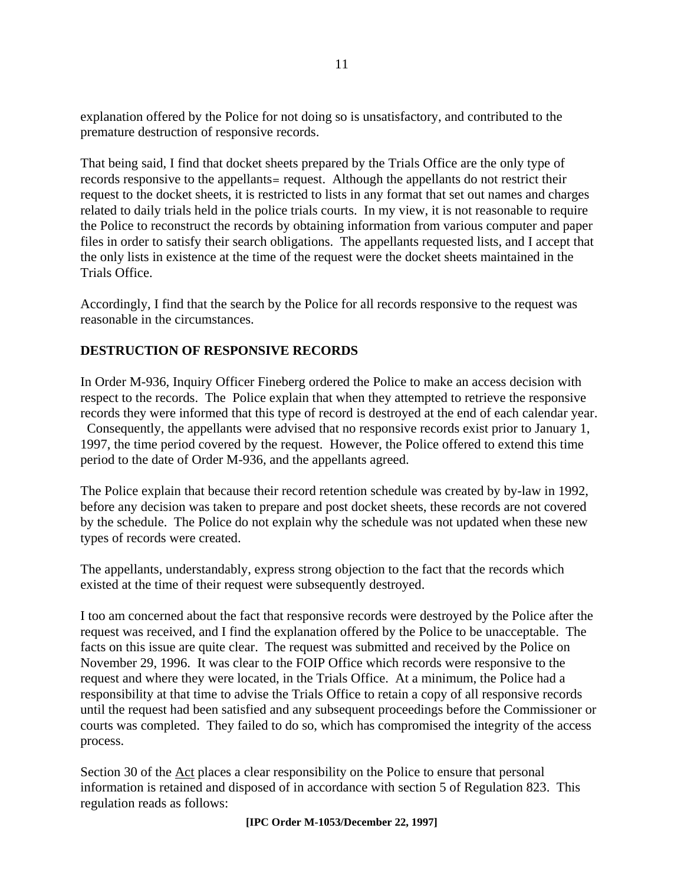explanation offered by the Police for not doing so is unsatisfactory, and contributed to the premature destruction of responsive records.

That being said, I find that docket sheets prepared by the Trials Office are the only type of records responsive to the appellants= request. Although the appellants do not restrict their request to the docket sheets, it is restricted to lists in any format that set out names and charges related to daily trials held in the police trials courts. In my view, it is not reasonable to require the Police to reconstruct the records by obtaining information from various computer and paper files in order to satisfy their search obligations. The appellants requested lists, and I accept that the only lists in existence at the time of the request were the docket sheets maintained in the Trials Office.

Accordingly, I find that the search by the Police for all records responsive to the request was reasonable in the circumstances.

## DESTRUCTION OF RESPONSIVE RECORDS

In Order M-936, Inquiry Officer Fineberg ordered the Police to make an access decision with respect to the records. The Police explain that when they attempted to retrieve the responsive records they were informed that this type of record is destroyed at the end of each calendar year. Consequently, the appellants were advised that no responsive records exist prior to January 1, 1997, the time period covered by the request. However, the Police offered to extend this time period to the date of Order M-936, and the appellants agreed.

The Police explain that because their record retention schedule was created by by-law in 1992, before any decision was taken to prepare and post docket sheets, these records are not covered by the schedule. The Police do not explain why the schedule was not updated when these new types of records were created.

The appellants, understandably, express strong objection to the fact that the records which existed at the time of their request were subsequently destroyed.

I too am concerned about the fact that responsive records were destroyed by the Police after the request was received, and I find the explanation offered by the Police to be unacceptable. The facts on this issue are quite clear. The request was submitted and received by the Police on November 29, 1996. It was clear to the FOIP Office which records were responsive to the request and where they were located, in the Trials Office. At a minimum, the Police had a responsibility at that time to advise the Trials Office to retain a copy of all responsive records until the request had been satisfied and any subsequent proceedings before the Commissioner or courts was completed. They failed to do so, which has compromised the integrity of the access process.

Section 30 of the Act places a clear responsibility on the Police to ensure that personal information is retained and disposed of in accordance with section 5 of Regulation 823. This regulation reads as follows: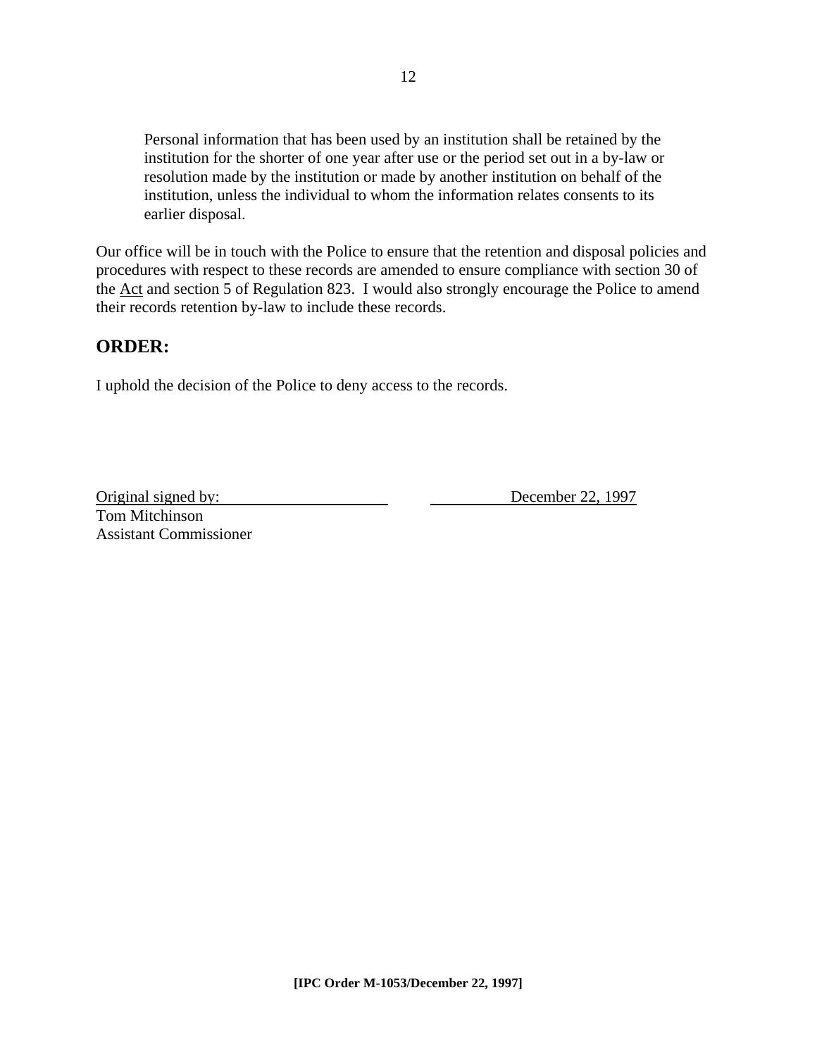> Personal information that has been used by an institution shall be retained by the institution for the shorter of one year after use or the period set out in a by-law or resolution made by the institution or made by another institution on behalf of the institution, unless the individual to whom the information relates consents to its earlier disposal.

Our office will be in touch with the Police to ensure that the retention and disposal policies and procedures with respect to these records are amended to ensure compliance with section 30 of the Act and section 5 of Regulation 823. I would also strongly encourage the Police to amend their records retention by-law to include these records.

## ORDER:

I uphold the decision of the Police to deny access to the records.

Original signed by: December 22, 1997
Tom Mitchinson
Assistant Commissioner